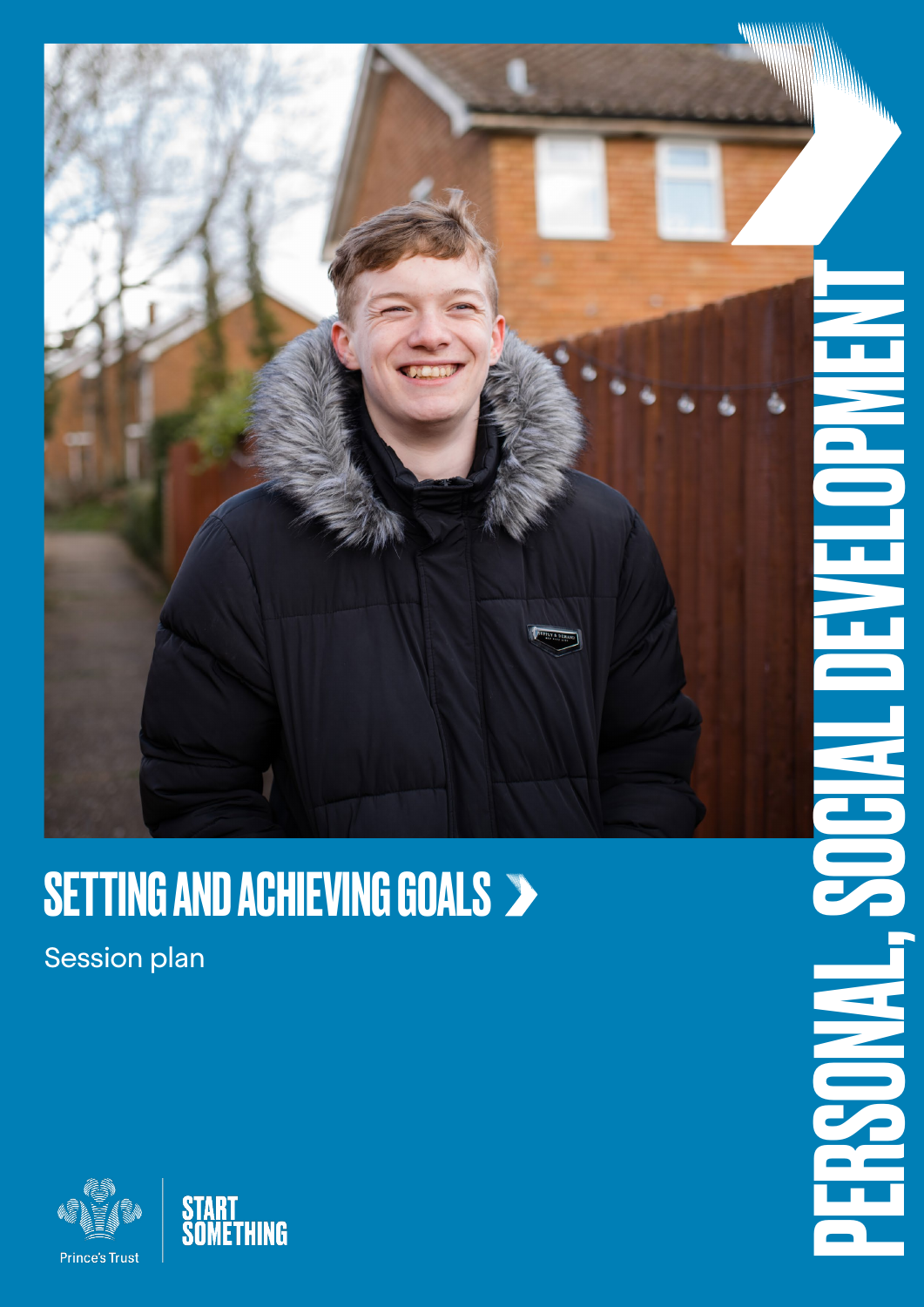# SETTING AND ACHIEVING GOALS

Session plan

PERSONAL, SOCIAL DEVELOPMENT

Prince's Trust

START SOMETHING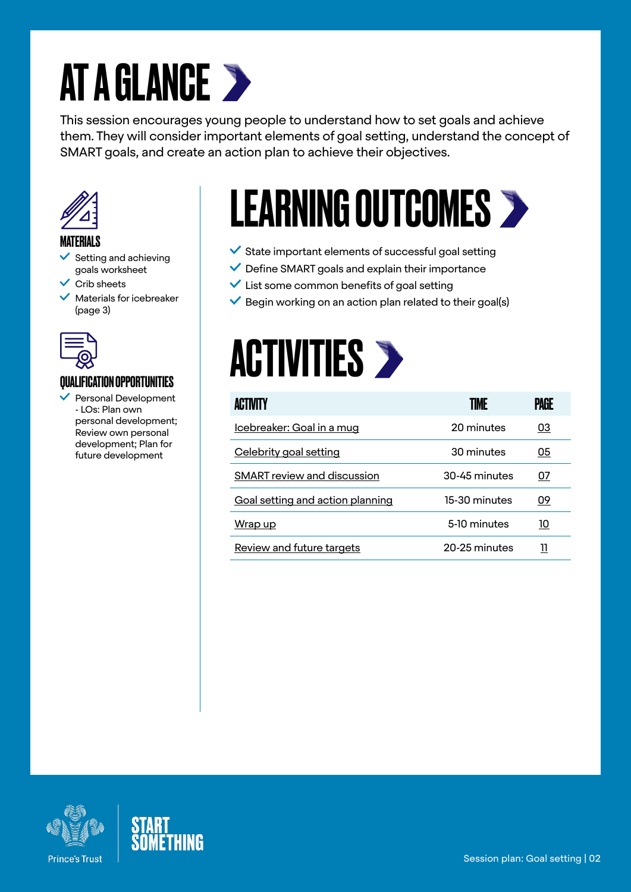# AT A GLANCE

This session encourages young people to understand how to set goals and achieve them. They will consider important elements of goal setting, understand the concept of SMART goals, and create an action plan to achieve their objectives.

### MATERIALS

- Setting and achieving goals worksheet
- Crib sheets
- Materials for icebreaker (page 3)

### QUALIFICATION OPPORTUNITIES

- Personal Development - LOs: Plan own personal development; Review own personal development; Plan for future development

## LEARNING OUTCOMES

- State important elements of successful goal setting
- Define SMART goals and explain their importance
- List some common benefits of goal setting
- Begin working on an action plan related to their goal(s)

## ACTIVITIES

| ACTIVITY | TIME | PAGE |
|---|---|---|
| Icebreaker: Goal in a mug | 20 minutes | 03 |
| Celebrity goal setting | 30 minutes | 05 |
| SMART review and discussion | 30-45 minutes | 07 |
| Goal setting and action planning | 15-30 minutes | 09 |
| Wrap up | 5-10 minutes | 10 |
| Review and future targets | 20-25 minutes | 11 |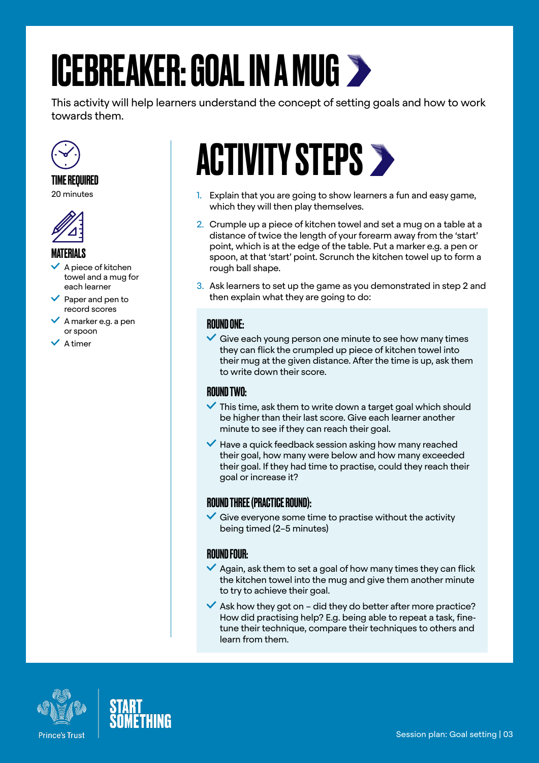# ICEBREAKER: GOAL IN A MUG

This activity will help learners understand the concept of setting goals and how to work towards them.

### TIME REQUIRED

20 minutes

### MATERIALS

- A piece of kitchen towel and a mug for each learner
- Paper and pen to record scores
- A marker e.g. a pen or spoon
- A timer

## ACTIVITY STEPS

1. Explain that you are going to show learners a fun and easy game, which they will then play themselves.
2. Crumple up a piece of kitchen towel and set a mug on a table at a distance of twice the length of your forearm away from the 'start' point, which is at the edge of the table. Put a marker e.g. a pen or spoon, at that 'start' point. Scrunch the kitchen towel up to form a rough ball shape.
3. Ask learners to set up the game as you demonstrated in step 2 and then explain what they are going to do:

### ROUND ONE:

- Give each young person one minute to see how many times they can flick the crumpled up piece of kitchen towel into their mug at the given distance. After the time is up, ask them to write down their score.

### ROUND TWO:

- This time, ask them to write down a target goal which should be higher than their last score. Give each learner another minute to see if they can reach their goal.
- Have a quick feedback session asking how many reached their goal, how many were below and how many exceeded their goal. If they had time to practise, could they reach their goal or increase it?

### ROUND THREE (PRACTICE ROUND):

- Give everyone some time to practise without the activity being timed (2–5 minutes)

### ROUND FOUR:

- Again, ask them to set a goal of how many times they can flick the kitchen towel into the mug and give them another minute to try to achieve their goal.
- Ask how they got on – did they do better after more practice? How did practising help? E.g. being able to repeat a task, fine-tune their technique, compare their techniques to others and learn from them.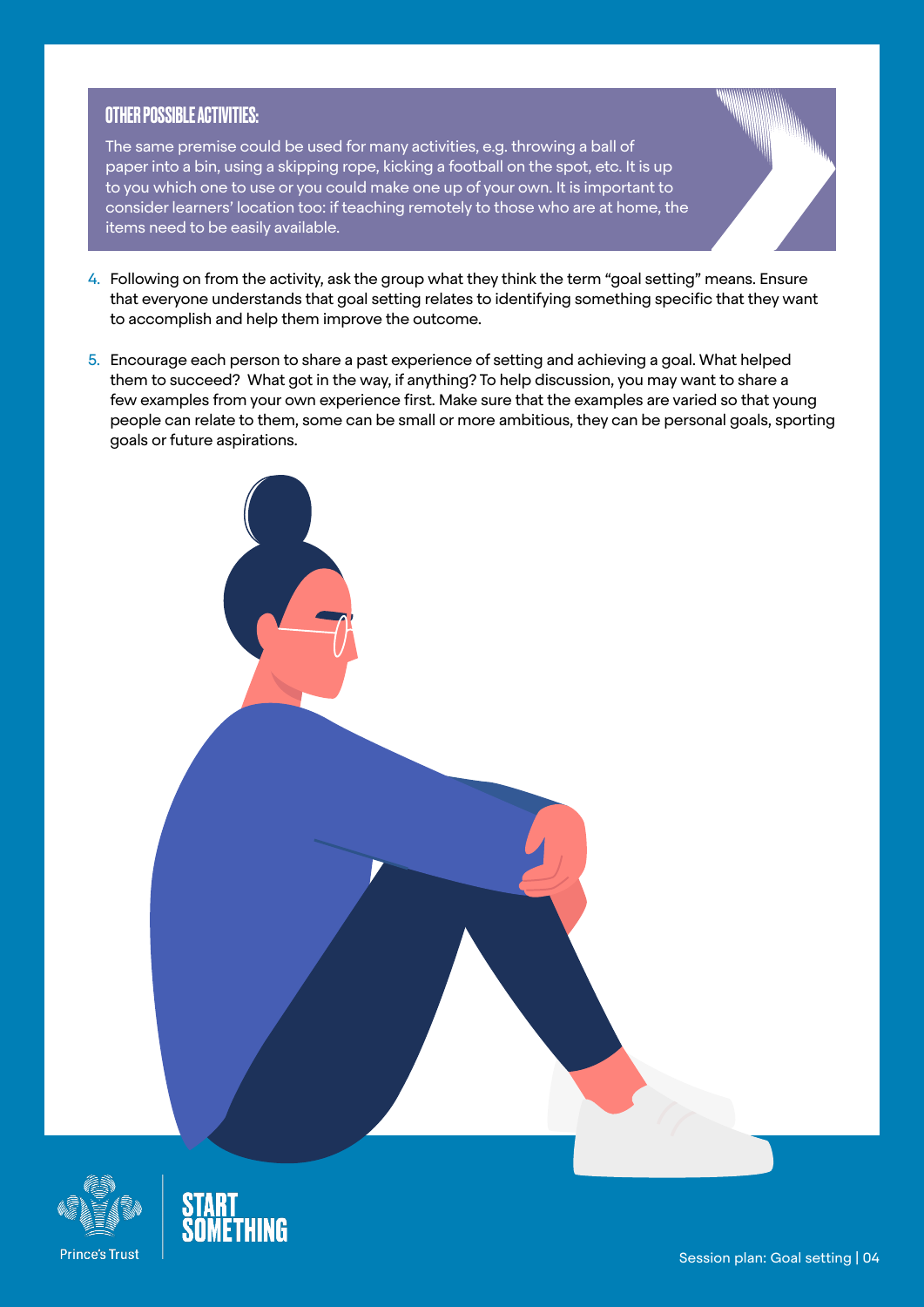### OTHER POSSIBLE ACTIVITIES:

The same premise could be used for many activities, e.g. throwing a ball of paper into a bin, using a skipping rope, kicking a football on the spot, etc. It is up to you which one to use or you could make one up of your own. It is important to consider learners' location too: if teaching remotely to those who are at home, the items need to be easily available.

4. Following on from the activity, ask the group what they think the term "goal setting" means. Ensure that everyone understands that goal setting relates to identifying something specific that they want to accomplish and help them improve the outcome.
5. Encourage each person to share a past experience of setting and achieving a goal. What helped them to succeed? What got in the way, if anything? To help discussion, you may want to share a few examples from your own experience first. Make sure that the examples are varied so that young people can relate to them, some can be small or more ambitious, they can be personal goals, sporting goals or future aspirations.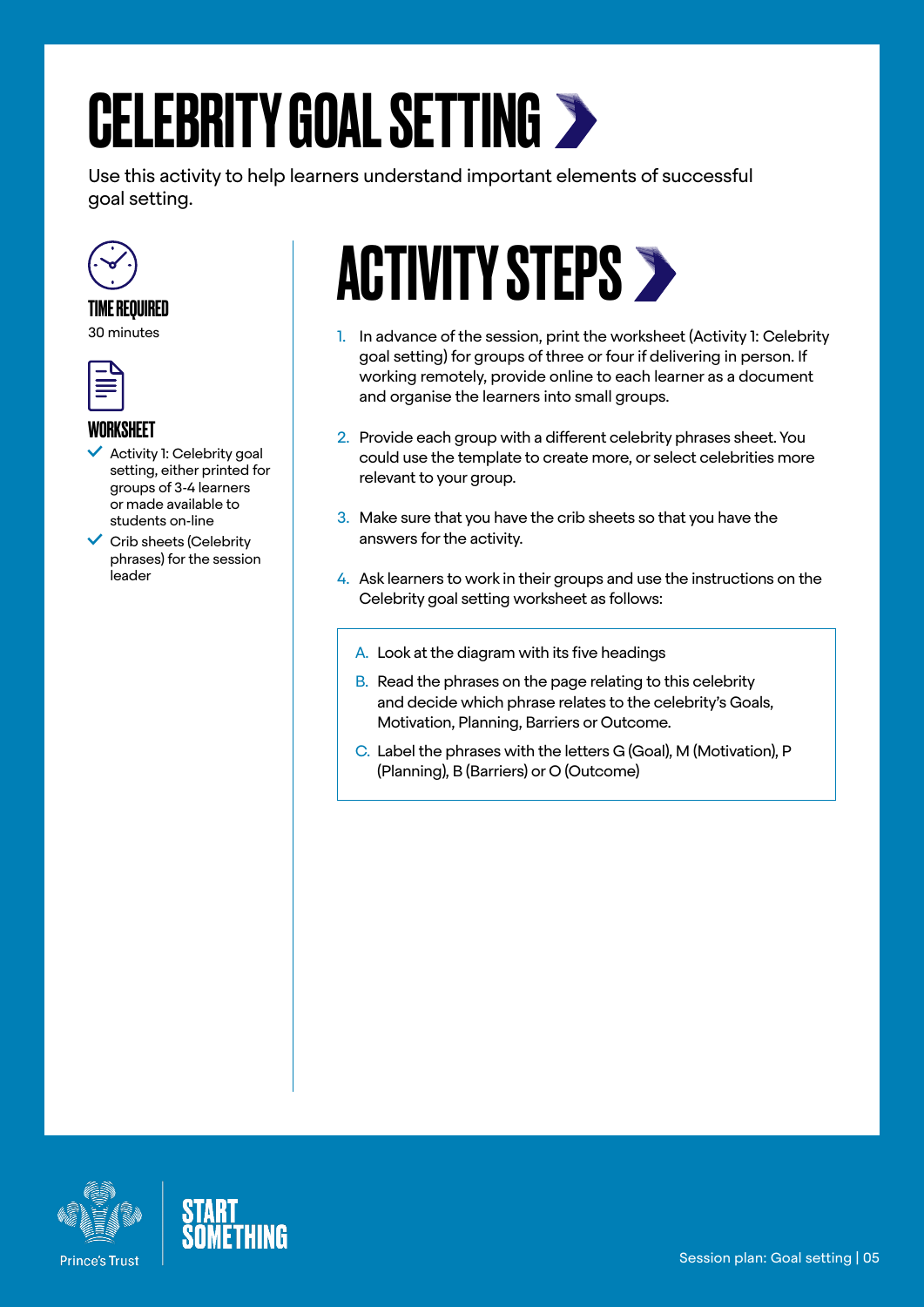# CELEBRITY GOAL SETTING

Use this activity to help learners understand important elements of successful goal setting.

### TIME REQUIRED

30 minutes

### WORKSHEET

- Activity 1: Celebrity goal setting, either printed for groups of 3-4 learners or made available to students on-line
- Crib sheets (Celebrity phrases) for the session leader

## ACTIVITY STEPS

1. In advance of the session, print the worksheet (Activity 1: Celebrity goal setting) for groups of three or four if delivering in person. If working remotely, provide online to each learner as a document and organise the learners into small groups.

2. Provide each group with a different celebrity phrases sheet. You could use the template to create more, or select celebrities more relevant to your group.

3. Make sure that you have the crib sheets so that you have the answers for the activity.

4. Ask learners to work in their groups and use the instructions on the Celebrity goal setting worksheet as follows:

   A. Look at the diagram with its five headings

   B. Read the phrases on the page relating to this celebrity and decide which phrase relates to the celebrity's Goals, Motivation, Planning, Barriers or Outcome.

   C. Label the phrases with the letters G (Goal), M (Motivation), P (Planning), B (Barriers) or O (Outcome)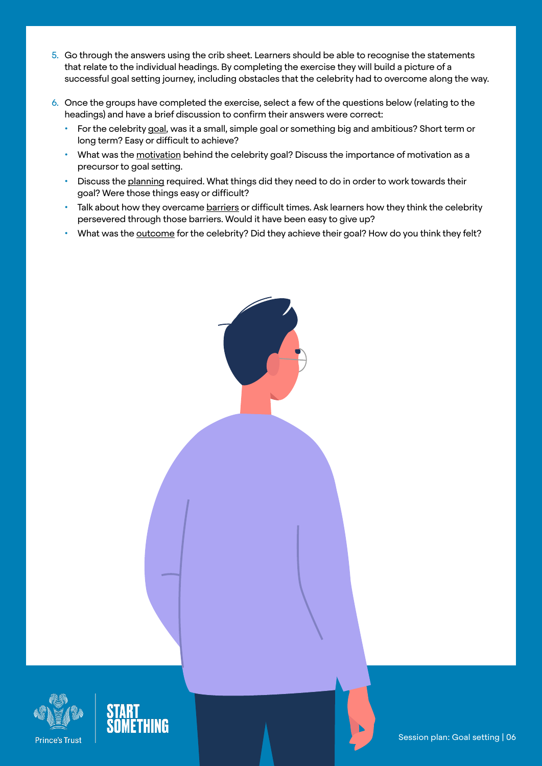5. Go through the answers using the crib sheet. Learners should be able to recognise the statements that relate to the individual headings. By completing the exercise they will build a picture of a successful goal setting journey, including obstacles that the celebrity had to overcome along the way.

6. Once the groups have completed the exercise, select a few of the questions below (relating to the headings) and have a brief discussion to confirm their answers were correct:
   - For the celebrity goal, was it a small, simple goal or something big and ambitious? Short term or long term? Easy or difficult to achieve?
   - What was the motivation behind the celebrity goal? Discuss the importance of motivation as a precursor to goal setting.
   - Discuss the planning required. What things did they need to do in order to work towards their goal? Were those things easy or difficult?
   - Talk about how they overcame barriers or difficult times. Ask learners how they think the celebrity persevered through those barriers. Would it have been easy to give up?
   - What was the outcome for the celebrity? Did they achieve their goal? How do you think they felt?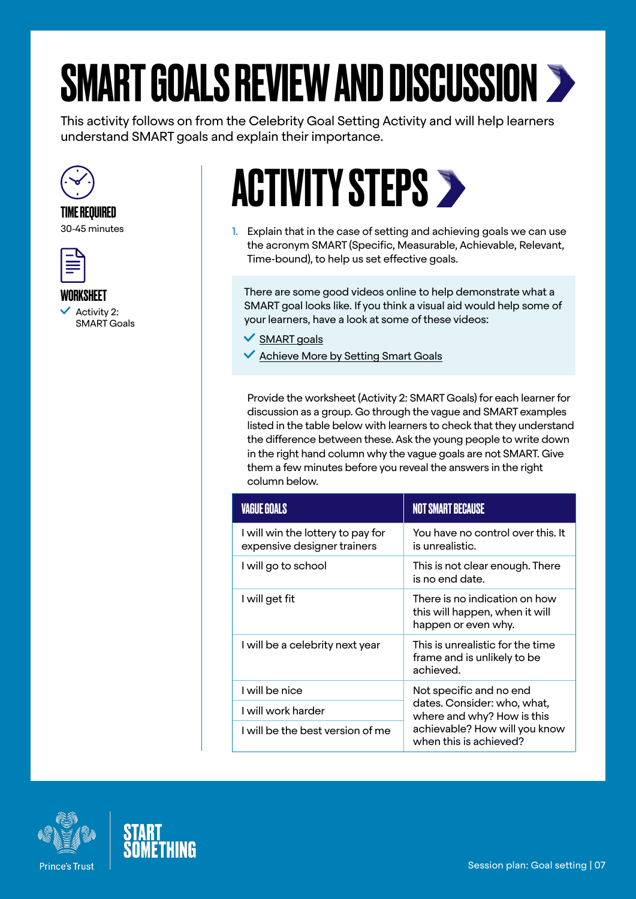# SMART GOALS REVIEW AND DISCUSSION

This activity follows on from the Celebrity Goal Setting Activity and will help learners understand SMART goals and explain their importance.

**TIME REQUIRED**

30-45 minutes

**WORKSHEET**

- ✓ Activity 2: SMART Goals

## ACTIVITY STEPS

1. Explain that in the case of setting and achieving goals we can use the acronym SMART (Specific, Measurable, Achievable, Relevant, Time-bound), to help us set effective goals.

There are some good videos online to help demonstrate what a SMART goal looks like. If you think a visual aid would help some of your learners, have a look at some of these videos:

- ✓ SMART goals
- ✓ Achieve More by Setting Smart Goals

Provide the worksheet (Activity 2: SMART Goals) for each learner for discussion as a group. Go through the vague and SMART examples listed in the table below with learners to check that they understand the difference between these. Ask the young people to write down in the right hand column why the vague goals are not SMART. Give them a few minutes before you reveal the answers in the right column below.

| VAGUE GOALS | NOT SMART BECAUSE |
|---|---|
| I will win the lottery to pay for expensive designer trainers | You have no control over this. It is unrealistic. |
| I will go to school | This is not clear enough. There is no end date. |
| I will get fit | There is no indication on how this will happen, when it will happen or even why. |
| I will be a celebrity next year | This is unrealistic for the time frame and is unlikely to be achieved. |
| I will be nice | Not specific and no end dates. Consider: who, what, where and why? How is this achievable? How will you know when this is achieved? |
| I will work harder | |
| I will be the best version of me | |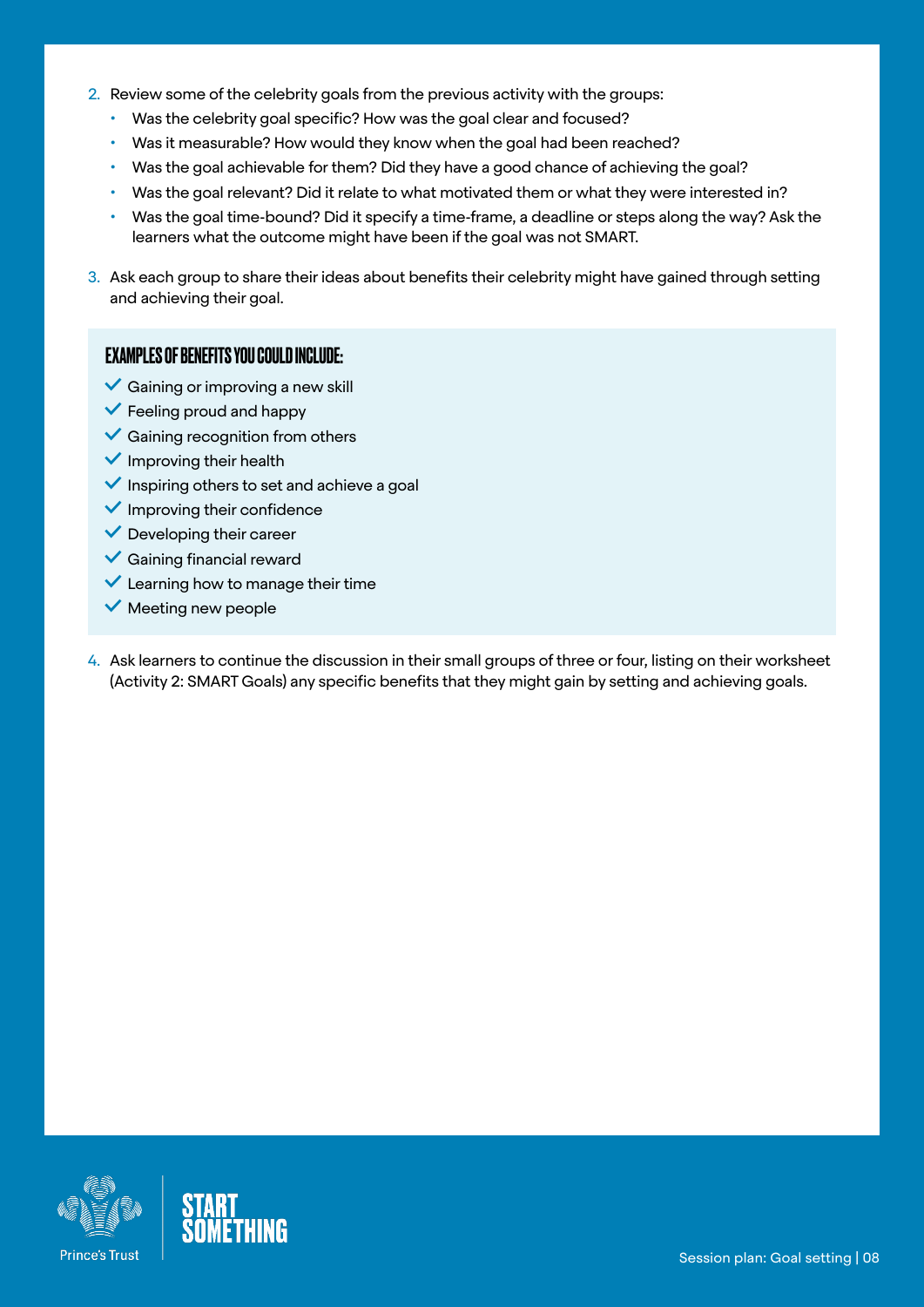2. Review some of the celebrity goals from the previous activity with the groups:
   - Was the celebrity goal specific? How was the goal clear and focused?
   - Was it measurable? How would they know when the goal had been reached?
   - Was the goal achievable for them? Did they have a good chance of achieving the goal?
   - Was the goal relevant? Did it relate to what motivated them or what they were interested in?
   - Was the goal time-bound? Did it specify a time-frame, a deadline or steps along the way? Ask the learners what the outcome might have been if the goal was not SMART.
3. Ask each group to share their ideas about benefits their celebrity might have gained through setting and achieving their goal.

### EXAMPLES OF BENEFITS YOU COULD INCLUDE:

- ✓ Gaining or improving a new skill
- ✓ Feeling proud and happy
- ✓ Gaining recognition from others
- ✓ Improving their health
- ✓ Inspiring others to set and achieve a goal
- ✓ Improving their confidence
- ✓ Developing their career
- ✓ Gaining financial reward
- ✓ Learning how to manage their time
- ✓ Meeting new people

4. Ask learners to continue the discussion in their small groups of three or four, listing on their worksheet (Activity 2: SMART Goals) any specific benefits that they might gain by setting and achieving goals.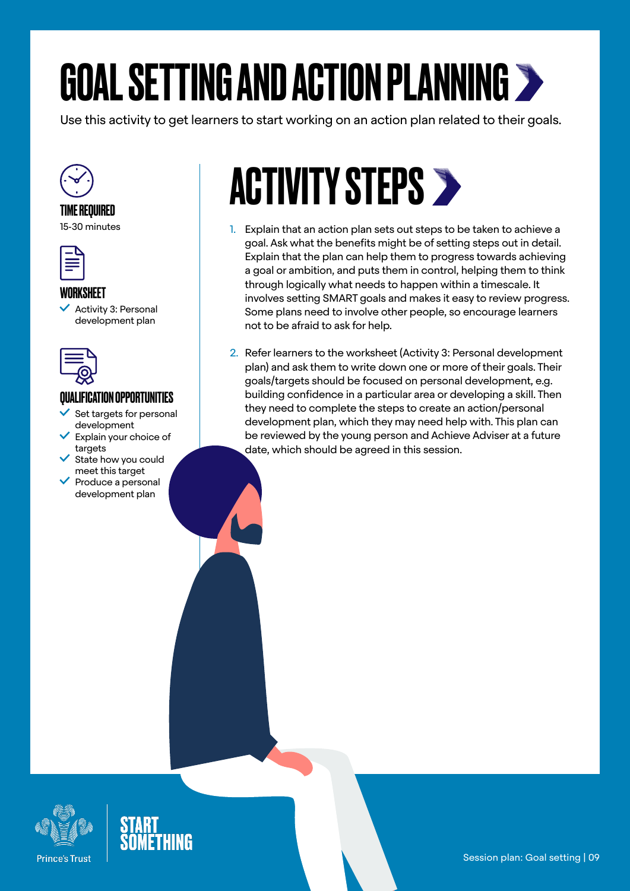# GOAL SETTING AND ACTION PLANNING

Use this activity to get learners to start working on an action plan related to their goals.

### TIME REQUIRED

15-30 minutes

### WORKSHEET

- Activity 3: Personal development plan

### QUALIFICATION OPPORTUNITIES

- Set targets for personal development
- Explain your choice of targets
- State how you could meet this target
- Produce a personal development plan

## ACTIVITY STEPS

1. Explain that an action plan sets out steps to be taken to achieve a goal. Ask what the benefits might be of setting steps out in detail. Explain that the plan can help them to progress towards achieving a goal or ambition, and puts them in control, helping them to think through logically what needs to happen within a timescale. It involves setting SMART goals and makes it easy to review progress. Some plans need to involve other people, so encourage learners not to be afraid to ask for help.

2. Refer learners to the worksheet (Activity 3: Personal development plan) and ask them to write down one or more of their goals. Their goals/targets should be focused on personal development, e.g. building confidence in a particular area or developing a skill. Then they need to complete the steps to create an action/personal development plan, which they may need help with. This plan can be reviewed by the young person and Achieve Adviser at a future date, which should be agreed in this session.

Prince's Trust

START SOMETHING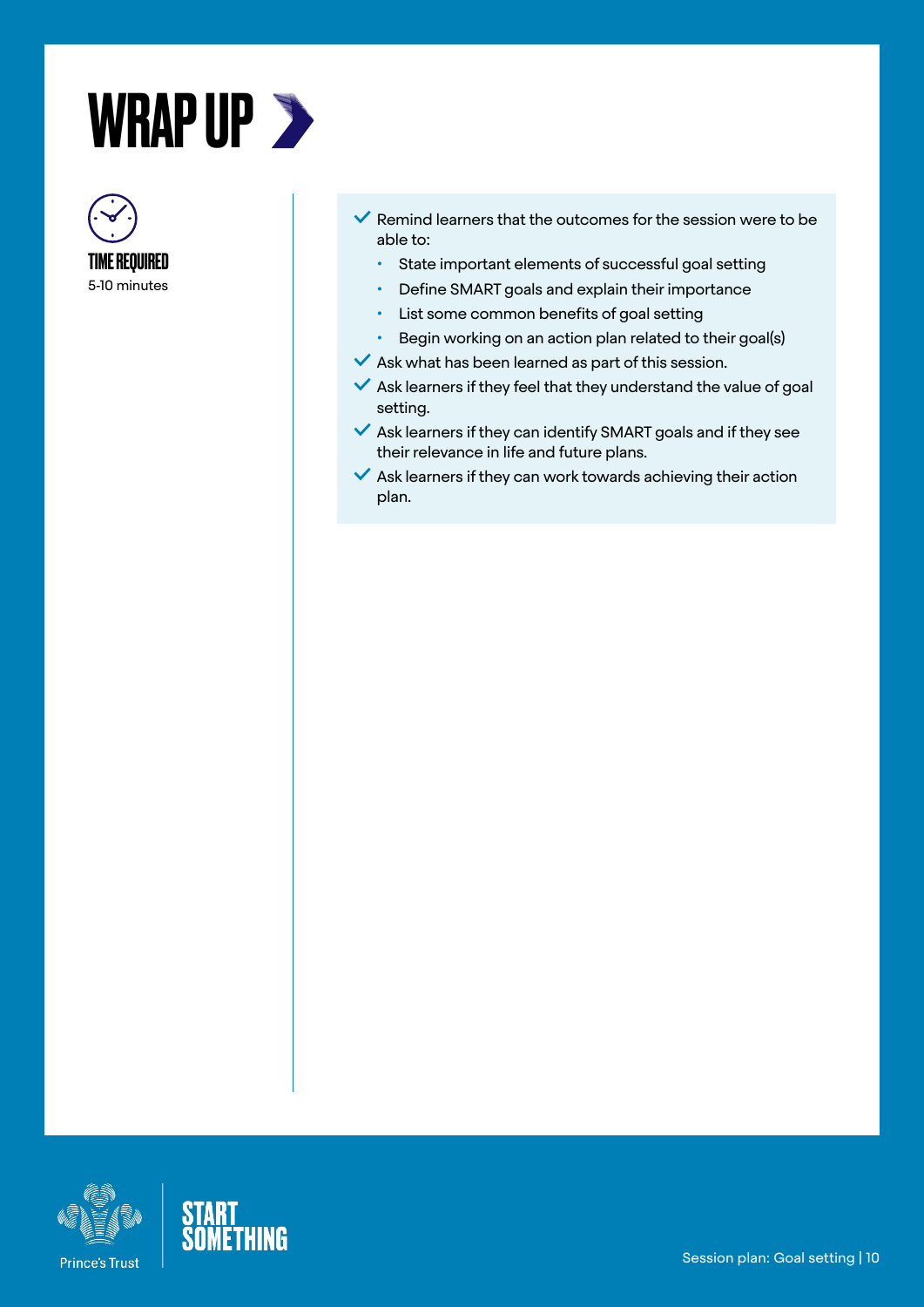# WRAP UP

**TIME REQUIRED**
5-10 minutes

- Remind learners that the outcomes for the session were to be able to:
  - State important elements of successful goal setting
  - Define SMART goals and explain their importance
  - List some common benefits of goal setting
  - Begin working on an action plan related to their goal(s)
- Ask what has been learned as part of this session.
- Ask learners if they feel that they understand the value of goal setting.
- Ask learners if they can identify SMART goals and if they see their relevance in life and future plans.
- Ask learners if they can work towards achieving their action plan.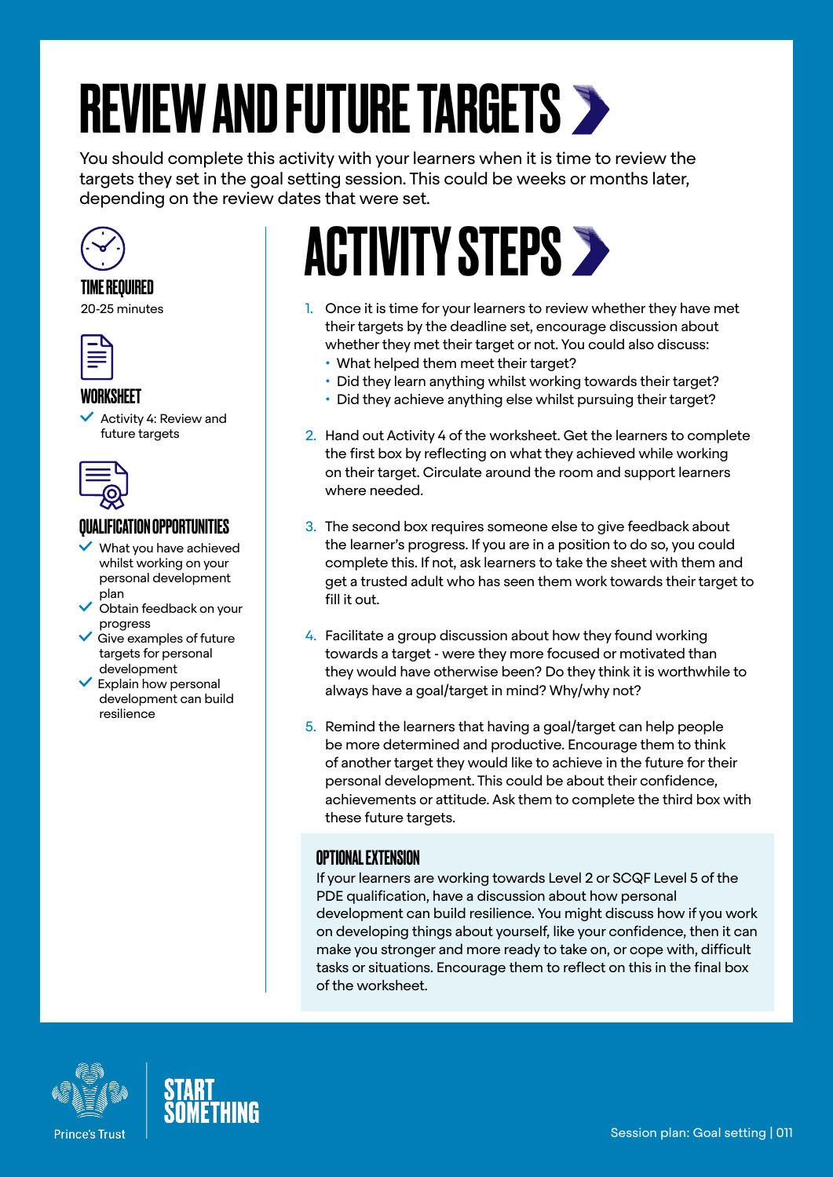# REVIEW AND FUTURE TARGETS

You should complete this activity with your learners when it is time to review the targets they set in the goal setting session. This could be weeks or months later, depending on the review dates that were set.

### TIME REQUIRED

20-25 minutes

### WORKSHEET

- Activity 4: Review and future targets

### QUALIFICATION OPPORTUNITIES

- What you have achieved whilst working on your personal development plan
- Obtain feedback on your progress
- Give examples of future targets for personal development
- Explain how personal development can build resilience

## ACTIVITY STEPS

1. Once it is time for your learners to review whether they have met their targets by the deadline set, encourage discussion about whether they met their target or not. You could also discuss:
   - What helped them meet their target?
   - Did they learn anything whilst working towards their target?
   - Did they achieve anything else whilst pursuing their target?
2. Hand out Activity 4 of the worksheet. Get the learners to complete the first box by reflecting on what they achieved while working on their target. Circulate around the room and support learners where needed.
3. The second box requires someone else to give feedback about the learner's progress. If you are in a position to do so, you could complete this. If not, ask learners to take the sheet with them and get a trusted adult who has seen them work towards their target to fill it out.
4. Facilitate a group discussion about how they found working towards a target - were they more focused or motivated than they would have otherwise been? Do they think it is worthwhile to always have a goal/target in mind? Why/why not?
5. Remind the learners that having a goal/target can help people be more determined and productive. Encourage them to think of another target they would like to achieve in the future for their personal development. This could be about their confidence, achievements or attitude. Ask them to complete the third box with these future targets.

### OPTIONAL EXTENSION

If your learners are working towards Level 2 or SCQF Level 5 of the PDE qualification, have a discussion about how personal development can build resilience. You might discuss how if you work on developing things about yourself, like your confidence, then it can make you stronger and more ready to take on, or cope with, difficult tasks or situations. Encourage them to reflect on this in the final box of the worksheet.